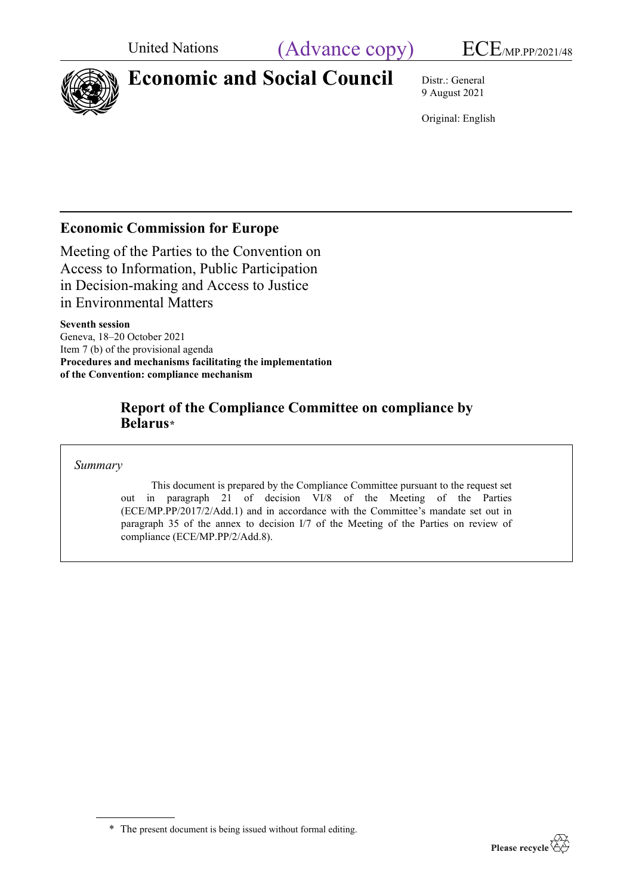United Nations (Advance copy) ECE/MP.PP/2021/48

# Economic and Social Council

Distr.: General
9 August 2021

Original: English

## Economic Commission for Europe

Meeting of the Parties to the Convention on Access to Information, Public Participation in Decision-making and Access to Justice in Environmental Matters

**Seventh session**
Geneva, 18–20 October 2021
Item 7 (b) of the provisional agenda
**Procedures and mechanisms facilitating the implementation of the Convention: compliance mechanism**

## Report of the Compliance Committee on compliance by Belarus*

*Summary*

This document is prepared by the Compliance Committee pursuant to the request set out in paragraph 21 of decision VI/8 of the Meeting of the Parties (ECE/MP.PP/2017/2/Add.1) and in accordance with the Committee's mandate set out in paragraph 35 of the annex to decision I/7 of the Meeting of the Parties on review of compliance (ECE/MP.PP/2/Add.8).

\* The present document is being issued without formal editing.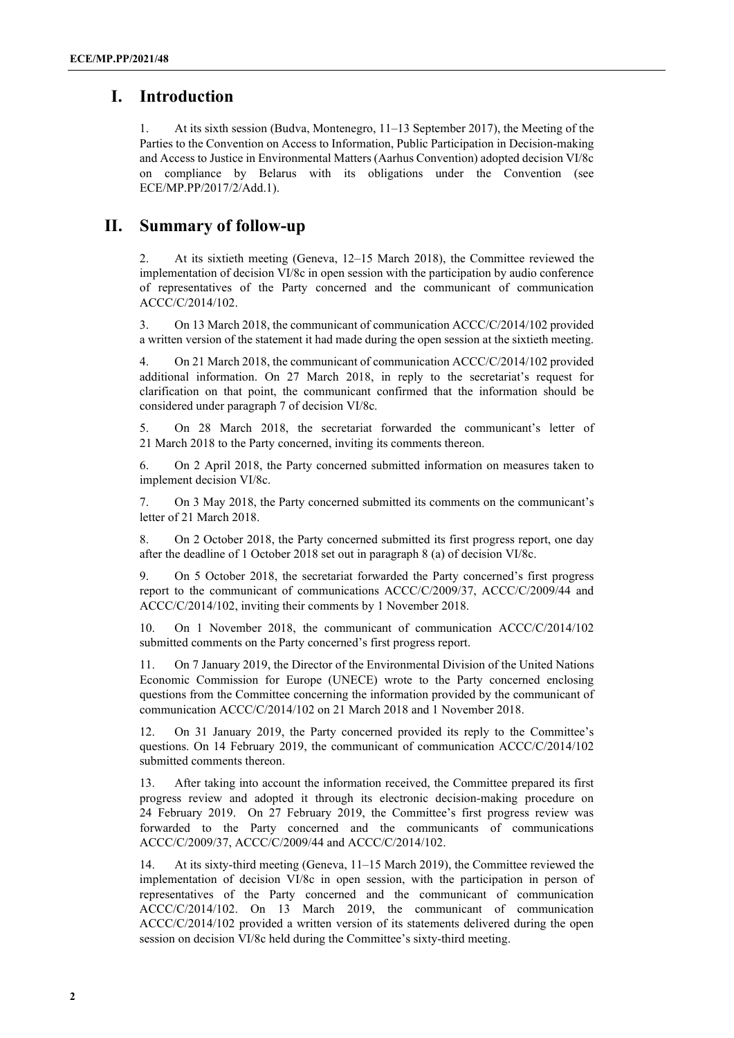# I. Introduction

1. At its sixth session (Budva, Montenegro, 11–13 September 2017), the Meeting of the Parties to the Convention on Access to Information, Public Participation in Decision-making and Access to Justice in Environmental Matters (Aarhus Convention) adopted decision VI/8c on compliance by Belarus with its obligations under the Convention (see ECE/MP.PP/2017/2/Add.1).

# II. Summary of follow-up

2. At its sixtieth meeting (Geneva, 12–15 March 2018), the Committee reviewed the implementation of decision VI/8c in open session with the participation by audio conference of representatives of the Party concerned and the communicant of communication ACCC/C/2014/102.

3. On 13 March 2018, the communicant of communication ACCC/C/2014/102 provided a written version of the statement it had made during the open session at the sixtieth meeting.

4. On 21 March 2018, the communicant of communication ACCC/C/2014/102 provided additional information. On 27 March 2018, in reply to the secretariat's request for clarification on that point, the communicant confirmed that the information should be considered under paragraph 7 of decision VI/8c.

5. On 28 March 2018, the secretariat forwarded the communicant's letter of 21 March 2018 to the Party concerned, inviting its comments thereon.

6. On 2 April 2018, the Party concerned submitted information on measures taken to implement decision VI/8c.

7. On 3 May 2018, the Party concerned submitted its comments on the communicant's letter of 21 March 2018.

8. On 2 October 2018, the Party concerned submitted its first progress report, one day after the deadline of 1 October 2018 set out in paragraph 8 (a) of decision VI/8c.

9. On 5 October 2018, the secretariat forwarded the Party concerned's first progress report to the communicant of communications ACCC/C/2009/37, ACCC/C/2009/44 and ACCC/C/2014/102, inviting their comments by 1 November 2018.

10. On 1 November 2018, the communicant of communication ACCC/C/2014/102 submitted comments on the Party concerned's first progress report.

11. On 7 January 2019, the Director of the Environmental Division of the United Nations Economic Commission for Europe (UNECE) wrote to the Party concerned enclosing questions from the Committee concerning the information provided by the communicant of communication ACCC/C/2014/102 on 21 March 2018 and 1 November 2018.

12. On 31 January 2019, the Party concerned provided its reply to the Committee's questions. On 14 February 2019, the communicant of communication ACCC/C/2014/102 submitted comments thereon.

13. After taking into account the information received, the Committee prepared its first progress review and adopted it through its electronic decision-making procedure on 24 February 2019. On 27 February 2019, the Committee's first progress review was forwarded to the Party concerned and the communicants of communications ACCC/C/2009/37, ACCC/C/2009/44 and ACCC/C/2014/102.

14. At its sixty-third meeting (Geneva, 11–15 March 2019), the Committee reviewed the implementation of decision VI/8c in open session, with the participation in person of representatives of the Party concerned and the communicant of communication ACCC/C/2014/102. On 13 March 2019, the communicant of communication ACCC/C/2014/102 provided a written version of its statements delivered during the open session on decision VI/8c held during the Committee's sixty-third meeting.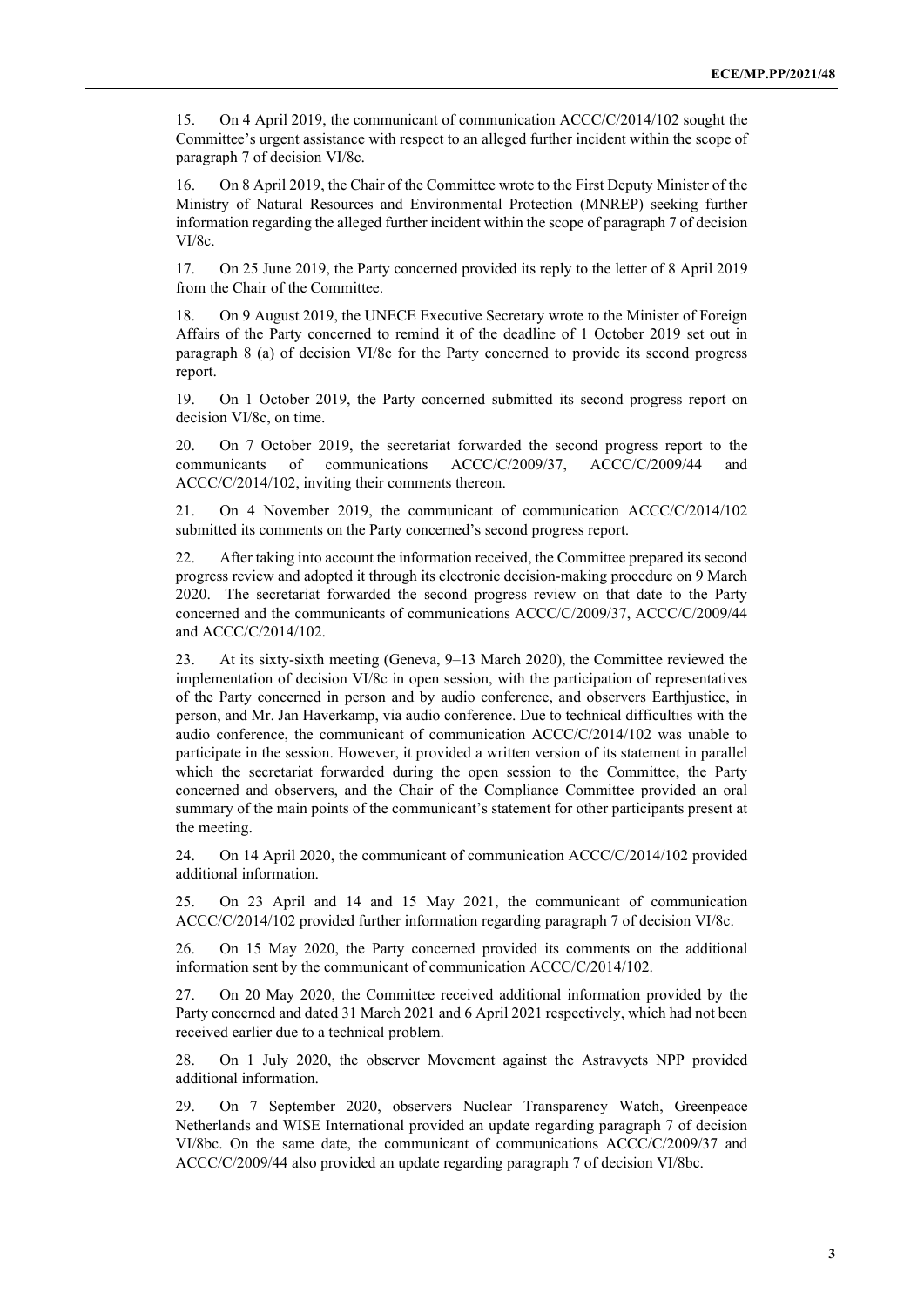15. On 4 April 2019, the communicant of communication ACCC/C/2014/102 sought the Committee's urgent assistance with respect to an alleged further incident within the scope of paragraph 7 of decision VI/8c.

16. On 8 April 2019, the Chair of the Committee wrote to the First Deputy Minister of the Ministry of Natural Resources and Environmental Protection (MNREP) seeking further information regarding the alleged further incident within the scope of paragraph 7 of decision VI/8c.

17. On 25 June 2019, the Party concerned provided its reply to the letter of 8 April 2019 from the Chair of the Committee.

18. On 9 August 2019, the UNECE Executive Secretary wrote to the Minister of Foreign Affairs of the Party concerned to remind it of the deadline of 1 October 2019 set out in paragraph 8 (a) of decision VI/8c for the Party concerned to provide its second progress report.

19. On 1 October 2019, the Party concerned submitted its second progress report on decision VI/8c, on time.

20. On 7 October 2019, the secretariat forwarded the second progress report to the communicants of communications ACCC/C/2009/37, ACCC/C/2009/44 and ACCC/C/2014/102, inviting their comments thereon.

21. On 4 November 2019, the communicant of communication ACCC/C/2014/102 submitted its comments on the Party concerned's second progress report.

22. After taking into account the information received, the Committee prepared its second progress review and adopted it through its electronic decision-making procedure on 9 March 2020. The secretariat forwarded the second progress review on that date to the Party concerned and the communicants of communications ACCC/C/2009/37, ACCC/C/2009/44 and ACCC/C/2014/102.

23. At its sixty-sixth meeting (Geneva, 9–13 March 2020), the Committee reviewed the implementation of decision VI/8c in open session, with the participation of representatives of the Party concerned in person and by audio conference, and observers Earthjustice, in person, and Mr. Jan Haverkamp, via audio conference. Due to technical difficulties with the audio conference, the communicant of communication ACCC/C/2014/102 was unable to participate in the session. However, it provided a written version of its statement in parallel which the secretariat forwarded during the open session to the Committee, the Party concerned and observers, and the Chair of the Compliance Committee provided an oral summary of the main points of the communicant's statement for other participants present at the meeting.

24. On 14 April 2020, the communicant of communication ACCC/C/2014/102 provided additional information.

25. On 23 April and 14 and 15 May 2021, the communicant of communication ACCC/C/2014/102 provided further information regarding paragraph 7 of decision VI/8c.

26. On 15 May 2020, the Party concerned provided its comments on the additional information sent by the communicant of communication ACCC/C/2014/102.

27. On 20 May 2020, the Committee received additional information provided by the Party concerned and dated 31 March 2021 and 6 April 2021 respectively, which had not been received earlier due to a technical problem.

28. On 1 July 2020, the observer Movement against the Astravyets NPP provided additional information.

29. On 7 September 2020, observers Nuclear Transparency Watch, Greenpeace Netherlands and WISE International provided an update regarding paragraph 7 of decision VI/8bc. On the same date, the communicant of communications ACCC/C/2009/37 and ACCC/C/2009/44 also provided an update regarding paragraph 7 of decision VI/8bc.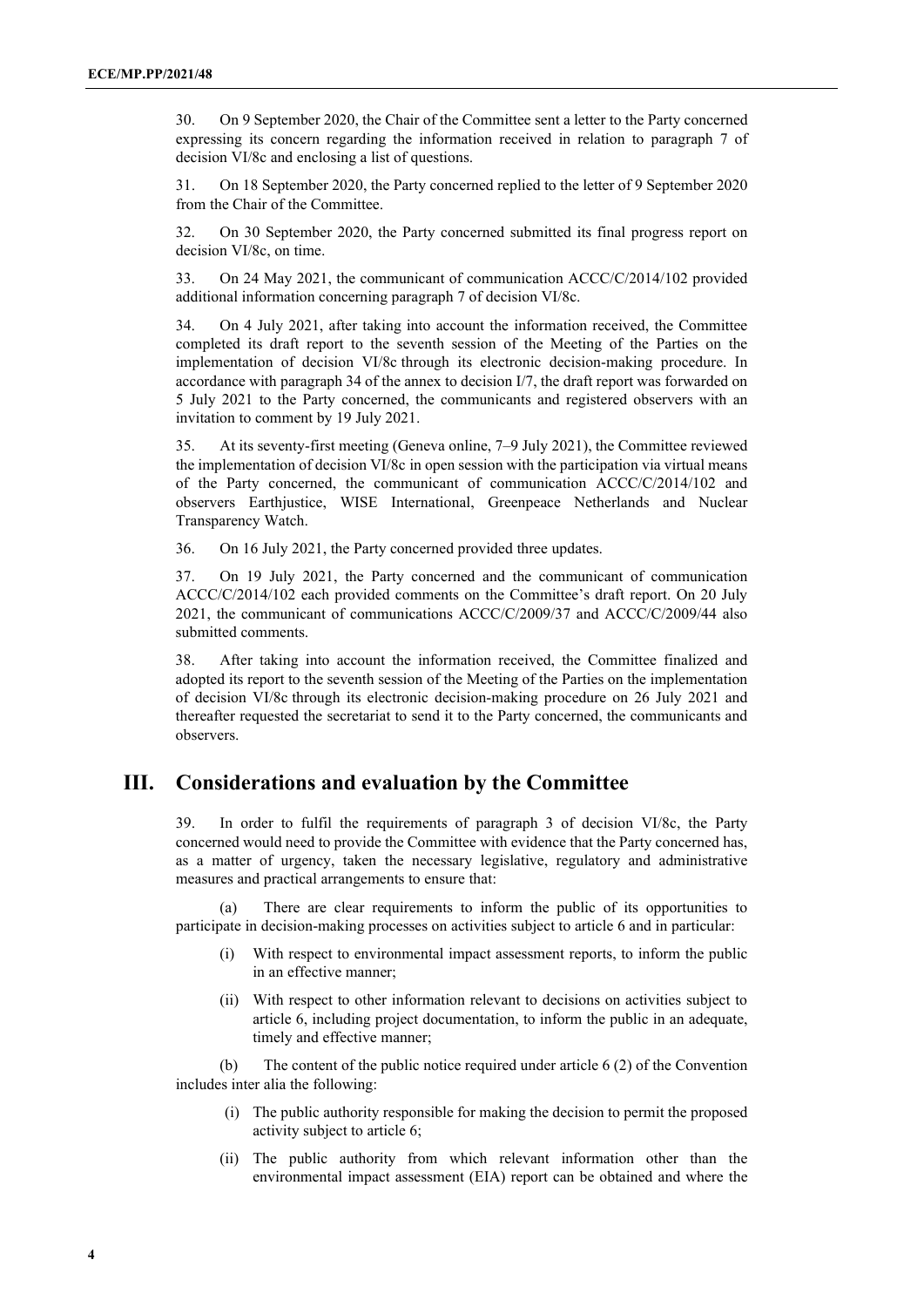30. On 9 September 2020, the Chair of the Committee sent a letter to the Party concerned expressing its concern regarding the information received in relation to paragraph 7 of decision VI/8c and enclosing a list of questions.

31. On 18 September 2020, the Party concerned replied to the letter of 9 September 2020 from the Chair of the Committee.

32. On 30 September 2020, the Party concerned submitted its final progress report on decision VI/8c, on time.

33. On 24 May 2021, the communicant of communication ACCC/C/2014/102 provided additional information concerning paragraph 7 of decision VI/8c.

34. On 4 July 2021, after taking into account the information received, the Committee completed its draft report to the seventh session of the Meeting of the Parties on the implementation of decision VI/8c through its electronic decision-making procedure. In accordance with paragraph 34 of the annex to decision I/7, the draft report was forwarded on 5 July 2021 to the Party concerned, the communicants and registered observers with an invitation to comment by 19 July 2021.

35. At its seventy-first meeting (Geneva online, 7–9 July 2021), the Committee reviewed the implementation of decision VI/8c in open session with the participation via virtual means of the Party concerned, the communicant of communication ACCC/C/2014/102 and observers Earthjustice, WISE International, Greenpeace Netherlands and Nuclear Transparency Watch.

36. On 16 July 2021, the Party concerned provided three updates.

37. On 19 July 2021, the Party concerned and the communicant of communication ACCC/C/2014/102 each provided comments on the Committee's draft report. On 20 July 2021, the communicant of communications ACCC/C/2009/37 and ACCC/C/2009/44 also submitted comments.

38. After taking into account the information received, the Committee finalized and adopted its report to the seventh session of the Meeting of the Parties on the implementation of decision VI/8c through its electronic decision-making procedure on 26 July 2021 and thereafter requested the secretariat to send it to the Party concerned, the communicants and observers.

## III. Considerations and evaluation by the Committee

39. In order to fulfil the requirements of paragraph 3 of decision VI/8c, the Party concerned would need to provide the Committee with evidence that the Party concerned has, as a matter of urgency, taken the necessary legislative, regulatory and administrative measures and practical arrangements to ensure that:

(a) There are clear requirements to inform the public of its opportunities to participate in decision-making processes on activities subject to article 6 and in particular:

- (i) With respect to environmental impact assessment reports, to inform the public in an effective manner;
- (ii) With respect to other information relevant to decisions on activities subject to article 6, including project documentation, to inform the public in an adequate, timely and effective manner;

(b) The content of the public notice required under article 6 (2) of the Convention includes inter alia the following:

- (i) The public authority responsible for making the decision to permit the proposed activity subject to article 6;
- (ii) The public authority from which relevant information other than the environmental impact assessment (EIA) report can be obtained and where the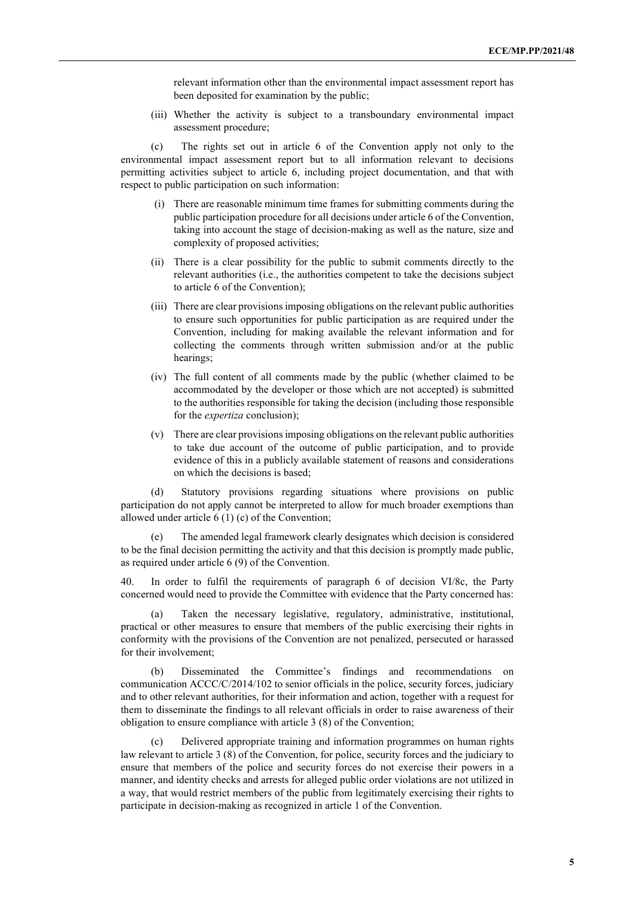relevant information other than the environmental impact assessment report has been deposited for examination by the public;

(iii) Whether the activity is subject to a transboundary environmental impact assessment procedure;

(c) The rights set out in article 6 of the Convention apply not only to the environmental impact assessment report but to all information relevant to decisions permitting activities subject to article 6, including project documentation, and that with respect to public participation on such information:

(i) There are reasonable minimum time frames for submitting comments during the public participation procedure for all decisions under article 6 of the Convention, taking into account the stage of decision-making as well as the nature, size and complexity of proposed activities;

(ii) There is a clear possibility for the public to submit comments directly to the relevant authorities (i.e., the authorities competent to take the decisions subject to article 6 of the Convention);

(iii) There are clear provisions imposing obligations on the relevant public authorities to ensure such opportunities for public participation as are required under the Convention, including for making available the relevant information and for collecting the comments through written submission and/or at the public hearings;

(iv) The full content of all comments made by the public (whether claimed to be accommodated by the developer or those which are not accepted) is submitted to the authorities responsible for taking the decision (including those responsible for the *expertiza* conclusion);

(v) There are clear provisions imposing obligations on the relevant public authorities to take due account of the outcome of public participation, and to provide evidence of this in a publicly available statement of reasons and considerations on which the decisions is based;

(d) Statutory provisions regarding situations where provisions on public participation do not apply cannot be interpreted to allow for much broader exemptions than allowed under article 6 (1) (c) of the Convention;

(e) The amended legal framework clearly designates which decision is considered to be the final decision permitting the activity and that this decision is promptly made public, as required under article 6 (9) of the Convention.

40. In order to fulfil the requirements of paragraph 6 of decision VI/8c, the Party concerned would need to provide the Committee with evidence that the Party concerned has:

(a) Taken the necessary legislative, regulatory, administrative, institutional, practical or other measures to ensure that members of the public exercising their rights in conformity with the provisions of the Convention are not penalized, persecuted or harassed for their involvement;

(b) Disseminated the Committee's findings and recommendations on communication ACCC/C/2014/102 to senior officials in the police, security forces, judiciary and to other relevant authorities, for their information and action, together with a request for them to disseminate the findings to all relevant officials in order to raise awareness of their obligation to ensure compliance with article 3 (8) of the Convention;

(c) Delivered appropriate training and information programmes on human rights law relevant to article 3 (8) of the Convention, for police, security forces and the judiciary to ensure that members of the police and security forces do not exercise their powers in a manner, and identity checks and arrests for alleged public order violations are not utilized in a way, that would restrict members of the public from legitimately exercising their rights to participate in decision-making as recognized in article 1 of the Convention.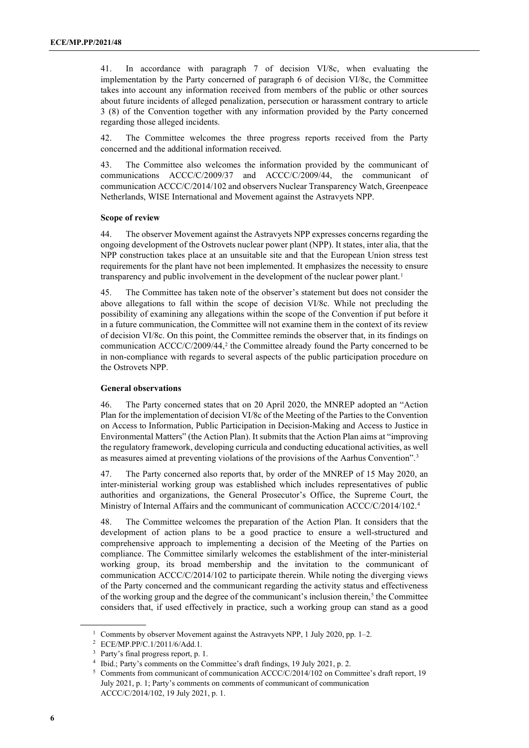41. In accordance with paragraph 7 of decision VI/8c, when evaluating the implementation by the Party concerned of paragraph 6 of decision VI/8c, the Committee takes into account any information received from members of the public or other sources about future incidents of alleged penalization, persecution or harassment contrary to article 3 (8) of the Convention together with any information provided by the Party concerned regarding those alleged incidents.

42. The Committee welcomes the three progress reports received from the Party concerned and the additional information received.

43. The Committee also welcomes the information provided by the communicant of communications ACCC/C/2009/37 and ACCC/C/2009/44, the communicant of communication ACCC/C/2014/102 and observers Nuclear Transparency Watch, Greenpeace Netherlands, WISE International and Movement against the Astravyets NPP.

#### Scope of review

44. The observer Movement against the Astravyets NPP expresses concerns regarding the ongoing development of the Ostrovets nuclear power plant (NPP). It states, inter alia, that the NPP construction takes place at an unsuitable site and that the European Union stress test requirements for the plant have not been implemented. It emphasizes the necessity to ensure transparency and public involvement in the development of the nuclear power plant.[1]

45. The Committee has taken note of the observer's statement but does not consider the above allegations to fall within the scope of decision VI/8c. While not precluding the possibility of examining any allegations within the scope of the Convention if put before it in a future communication, the Committee will not examine them in the context of its review of decision VI/8c. On this point, the Committee reminds the observer that, in its findings on communication ACCC/C/2009/44,[2] the Committee already found the Party concerned to be in non-compliance with regards to several aspects of the public participation procedure on the Ostrovets NPP.

#### General observations

46. The Party concerned states that on 20 April 2020, the MNREP adopted an "Action Plan for the implementation of decision VI/8c of the Meeting of the Parties to the Convention on Access to Information, Public Participation in Decision-Making and Access to Justice in Environmental Matters" (the Action Plan). It submits that the Action Plan aims at "improving the regulatory framework, developing curricula and conducting educational activities, as well as measures aimed at preventing violations of the provisions of the Aarhus Convention".[3]

47. The Party concerned also reports that, by order of the MNREP of 15 May 2020, an inter-ministerial working group was established which includes representatives of public authorities and organizations, the General Prosecutor's Office, the Supreme Court, the Ministry of Internal Affairs and the communicant of communication ACCC/C/2014/102.[4]

48. The Committee welcomes the preparation of the Action Plan. It considers that the development of action plans to be a good practice to ensure a well-structured and comprehensive approach to implementing a decision of the Meeting of the Parties on compliance. The Committee similarly welcomes the establishment of the inter-ministerial working group, its broad membership and the invitation to the communicant of communication ACCC/C/2014/102 to participate therein. While noting the diverging views of the Party concerned and the communicant regarding the activity status and effectiveness of the working group and the degree of the communicant's inclusion therein,[5] the Committee considers that, if used effectively in practice, such a working group can stand as a good

---

[1] Comments by observer Movement against the Astravyets NPP, 1 July 2020, pp. 1–2.

[2] ECE/MP.PP/C.1/2011/6/Add.1.

[3] Party's final progress report, p. 1.

[4] Ibid.; Party's comments on the Committee's draft findings, 19 July 2021, p. 2.

[5] Comments from communicant of communication ACCC/C/2014/102 on Committee's draft report, 19 July 2021, p. 1; Party's comments on comments of communicant of communication ACCC/C/2014/102, 19 July 2021, p. 1.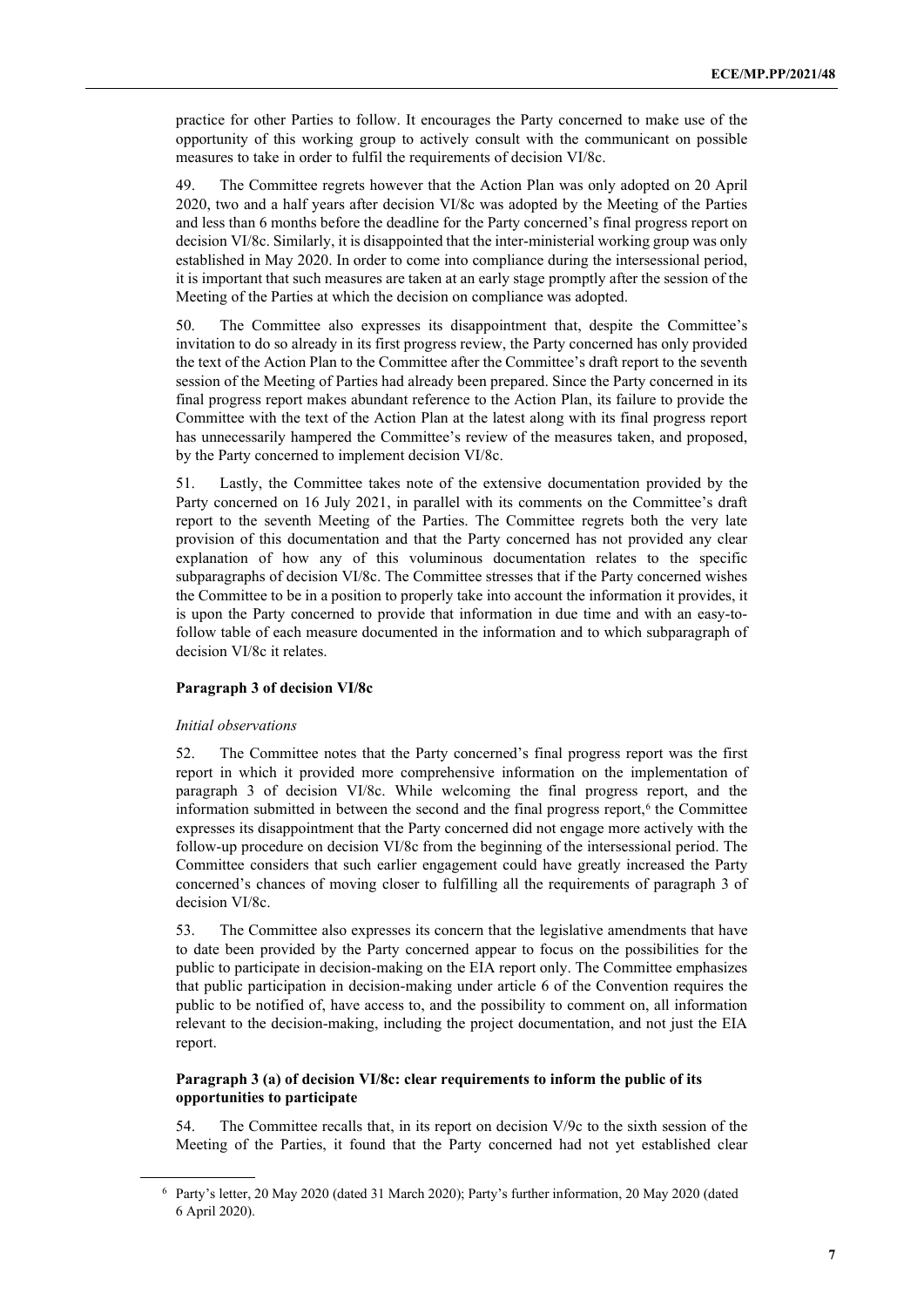practice for other Parties to follow. It encourages the Party concerned to make use of the opportunity of this working group to actively consult with the communicant on possible measures to take in order to fulfil the requirements of decision VI/8c.

49. The Committee regrets however that the Action Plan was only adopted on 20 April 2020, two and a half years after decision VI/8c was adopted by the Meeting of the Parties and less than 6 months before the deadline for the Party concerned's final progress report on decision VI/8c. Similarly, it is disappointed that the inter-ministerial working group was only established in May 2020. In order to come into compliance during the intersessional period, it is important that such measures are taken at an early stage promptly after the session of the Meeting of the Parties at which the decision on compliance was adopted.

50. The Committee also expresses its disappointment that, despite the Committee's invitation to do so already in its first progress review, the Party concerned has only provided the text of the Action Plan to the Committee after the Committee's draft report to the seventh session of the Meeting of Parties had already been prepared. Since the Party concerned in its final progress report makes abundant reference to the Action Plan, its failure to provide the Committee with the text of the Action Plan at the latest along with its final progress report has unnecessarily hampered the Committee's review of the measures taken, and proposed, by the Party concerned to implement decision VI/8c.

51. Lastly, the Committee takes note of the extensive documentation provided by the Party concerned on 16 July 2021, in parallel with its comments on the Committee's draft report to the seventh Meeting of the Parties. The Committee regrets both the very late provision of this documentation and that the Party concerned has not provided any clear explanation of how any of this voluminous documentation relates to the specific subparagraphs of decision VI/8c. The Committee stresses that if the Party concerned wishes the Committee to be in a position to properly take into account the information it provides, it is upon the Party concerned to provide that information in due time and with an easy-to-follow table of each measure documented in the information and to which subparagraph of decision VI/8c it relates.

**Paragraph 3 of decision VI/8c**

*Initial observations*

52. The Committee notes that the Party concerned's final progress report was the first report in which it provided more comprehensive information on the implementation of paragraph 3 of decision VI/8c. While welcoming the final progress report, and the information submitted in between the second and the final progress report,[6] the Committee expresses its disappointment that the Party concerned did not engage more actively with the follow-up procedure on decision VI/8c from the beginning of the intersessional period. The Committee considers that such earlier engagement could have greatly increased the Party concerned's chances of moving closer to fulfilling all the requirements of paragraph 3 of decision VI/8c.

53. The Committee also expresses its concern that the legislative amendments that have to date been provided by the Party concerned appear to focus on the possibilities for the public to participate in decision-making on the EIA report only. The Committee emphasizes that public participation in decision-making under article 6 of the Convention requires the public to be notified of, have access to, and the possibility to comment on, all information relevant to the decision-making, including the project documentation, and not just the EIA report.

**Paragraph 3 (a) of decision VI/8c: clear requirements to inform the public of its opportunities to participate**

54. The Committee recalls that, in its report on decision V/9c to the sixth session of the Meeting of the Parties, it found that the Party concerned had not yet established clear

[6] Party's letter, 20 May 2020 (dated 31 March 2020); Party's further information, 20 May 2020 (dated 6 April 2020).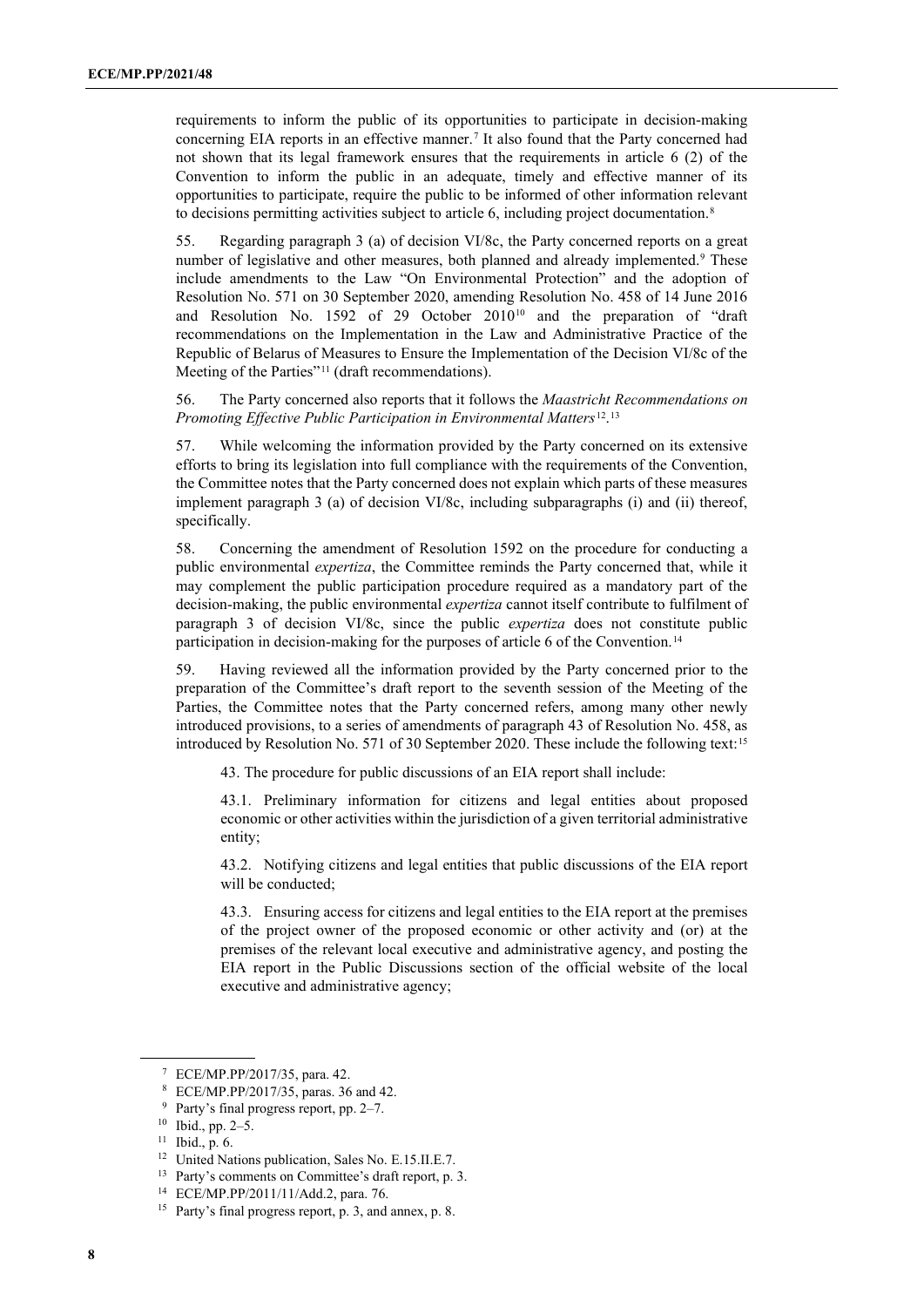requirements to inform the public of its opportunities to participate in decision-making concerning EIA reports in an effective manner.[7] It also found that the Party concerned had not shown that its legal framework ensures that the requirements in article 6 (2) of the Convention to inform the public in an adequate, timely and effective manner of its opportunities to participate, require the public to be informed of other information relevant to decisions permitting activities subject to article 6, including project documentation.[8]

55. Regarding paragraph 3 (a) of decision VI/8c, the Party concerned reports on a great number of legislative and other measures, both planned and already implemented.[9] These include amendments to the Law "On Environmental Protection" and the adoption of Resolution No. 571 on 30 September 2020, amending Resolution No. 458 of 14 June 2016 and Resolution No. 1592 of 29 October 2010[10] and the preparation of "draft recommendations on the Implementation in the Law and Administrative Practice of the Republic of Belarus of Measures to Ensure the Implementation of the Decision VI/8c of the Meeting of the Parties"[11] (draft recommendations).

56. The Party concerned also reports that it follows the *Maastricht Recommendations on Promoting Effective Public Participation in Environmental Matters*[12].[13]

57. While welcoming the information provided by the Party concerned on its extensive efforts to bring its legislation into full compliance with the requirements of the Convention, the Committee notes that the Party concerned does not explain which parts of these measures implement paragraph 3 (a) of decision VI/8c, including subparagraphs (i) and (ii) thereof, specifically.

58. Concerning the amendment of Resolution 1592 on the procedure for conducting a public environmental *expertiza*, the Committee reminds the Party concerned that, while it may complement the public participation procedure required as a mandatory part of the decision-making, the public environmental *expertiza* cannot itself contribute to fulfilment of paragraph 3 of decision VI/8c, since the public *expertiza* does not constitute public participation in decision-making for the purposes of article 6 of the Convention.[14]

59. Having reviewed all the information provided by the Party concerned prior to the preparation of the Committee's draft report to the seventh session of the Meeting of the Parties, the Committee notes that the Party concerned refers, among many other newly introduced provisions, to a series of amendments of paragraph 43 of Resolution No. 458, as introduced by Resolution No. 571 of 30 September 2020. These include the following text:[15]

> 43. The procedure for public discussions of an EIA report shall include:
>
> 43.1. Preliminary information for citizens and legal entities about proposed economic or other activities within the jurisdiction of a given territorial administrative entity;
>
> 43.2. Notifying citizens and legal entities that public discussions of the EIA report will be conducted;
>
> 43.3. Ensuring access for citizens and legal entities to the EIA report at the premises of the project owner of the proposed economic or other activity and (or) at the premises of the relevant local executive and administrative agency, and posting the EIA report in the Public Discussions section of the official website of the local executive and administrative agency;

---

[7] ECE/MP.PP/2017/35, para. 42.

[8] ECE/MP.PP/2017/35, paras. 36 and 42.

[9] Party's final progress report, pp. 2–7.

[10] Ibid., pp. 2–5.

[11] Ibid., p. 6.

[12] United Nations publication, Sales No. E.15.II.E.7.

[13] Party's comments on Committee's draft report, p. 3.

[14] ECE/MP.PP/2011/11/Add.2, para. 76.

[15] Party's final progress report, p. 3, and annex, p. 8.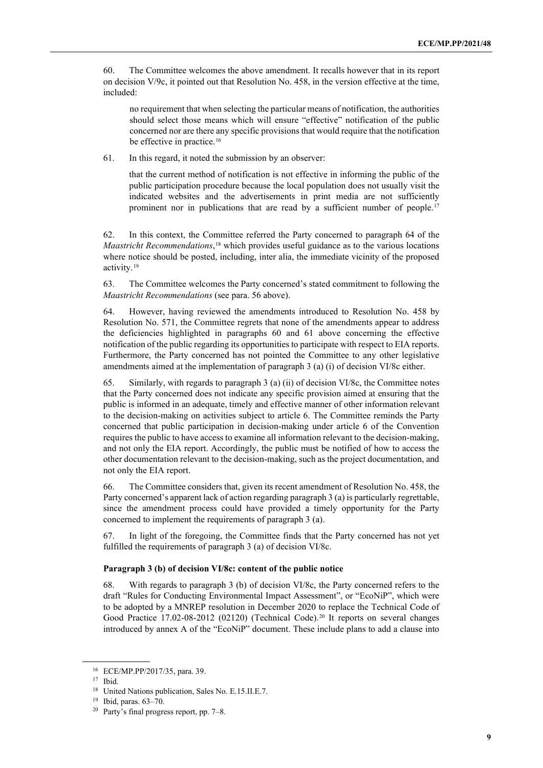60. The Committee welcomes the above amendment. It recalls however that in its report on decision V/9c, it pointed out that Resolution No. 458, in the version effective at the time, included:

> no requirement that when selecting the particular means of notification, the authorities should select those means which will ensure "effective" notification of the public concerned nor are there any specific provisions that would require that the notification be effective in practice.[16]

61. In this regard, it noted the submission by an observer:

> that the current method of notification is not effective in informing the public of the public participation procedure because the local population does not usually visit the indicated websites and the advertisements in print media are not sufficiently prominent nor in publications that are read by a sufficient number of people.[17]

62. In this context, the Committee referred the Party concerned to paragraph 64 of the *Maastricht Recommendations*,[18] which provides useful guidance as to the various locations where notice should be posted, including, inter alia, the immediate vicinity of the proposed activity.[19]

63. The Committee welcomes the Party concerned's stated commitment to following the *Maastricht Recommendations* (see para. 56 above).

64. However, having reviewed the amendments introduced to Resolution No. 458 by Resolution No. 571, the Committee regrets that none of the amendments appear to address the deficiencies highlighted in paragraphs 60 and 61 above concerning the effective notification of the public regarding its opportunities to participate with respect to EIA reports. Furthermore, the Party concerned has not pointed the Committee to any other legislative amendments aimed at the implementation of paragraph 3 (a) (i) of decision VI/8c either.

65. Similarly, with regards to paragraph 3 (a) (ii) of decision VI/8c, the Committee notes that the Party concerned does not indicate any specific provision aimed at ensuring that the public is informed in an adequate, timely and effective manner of other information relevant to the decision-making on activities subject to article 6. The Committee reminds the Party concerned that public participation in decision-making under article 6 of the Convention requires the public to have access to examine all information relevant to the decision-making, and not only the EIA report. Accordingly, the public must be notified of how to access the other documentation relevant to the decision-making, such as the project documentation, and not only the EIA report.

66. The Committee considers that, given its recent amendment of Resolution No. 458, the Party concerned's apparent lack of action regarding paragraph 3 (a) is particularly regrettable, since the amendment process could have provided a timely opportunity for the Party concerned to implement the requirements of paragraph 3 (a).

67. In light of the foregoing, the Committee finds that the Party concerned has not yet fulfilled the requirements of paragraph 3 (a) of decision VI/8c.

**Paragraph 3 (b) of decision VI/8c: content of the public notice**

68. With regards to paragraph 3 (b) of decision VI/8c, the Party concerned refers to the draft "Rules for Conducting Environmental Impact Assessment", or "EcoNiP", which were to be adopted by a MNREP resolution in December 2020 to replace the Technical Code of Good Practice 17.02-08-2012 (02120) (Technical Code).[20] It reports on several changes introduced by annex A of the "EcoNiP" document. These include plans to add a clause into

---

[16] ECE/MP.PP/2017/35, para. 39.

[17] Ibid.

[18] United Nations publication, Sales No. E.15.II.E.7.

[19] Ibid, paras. 63–70.

[20] Party's final progress report, pp. 7–8.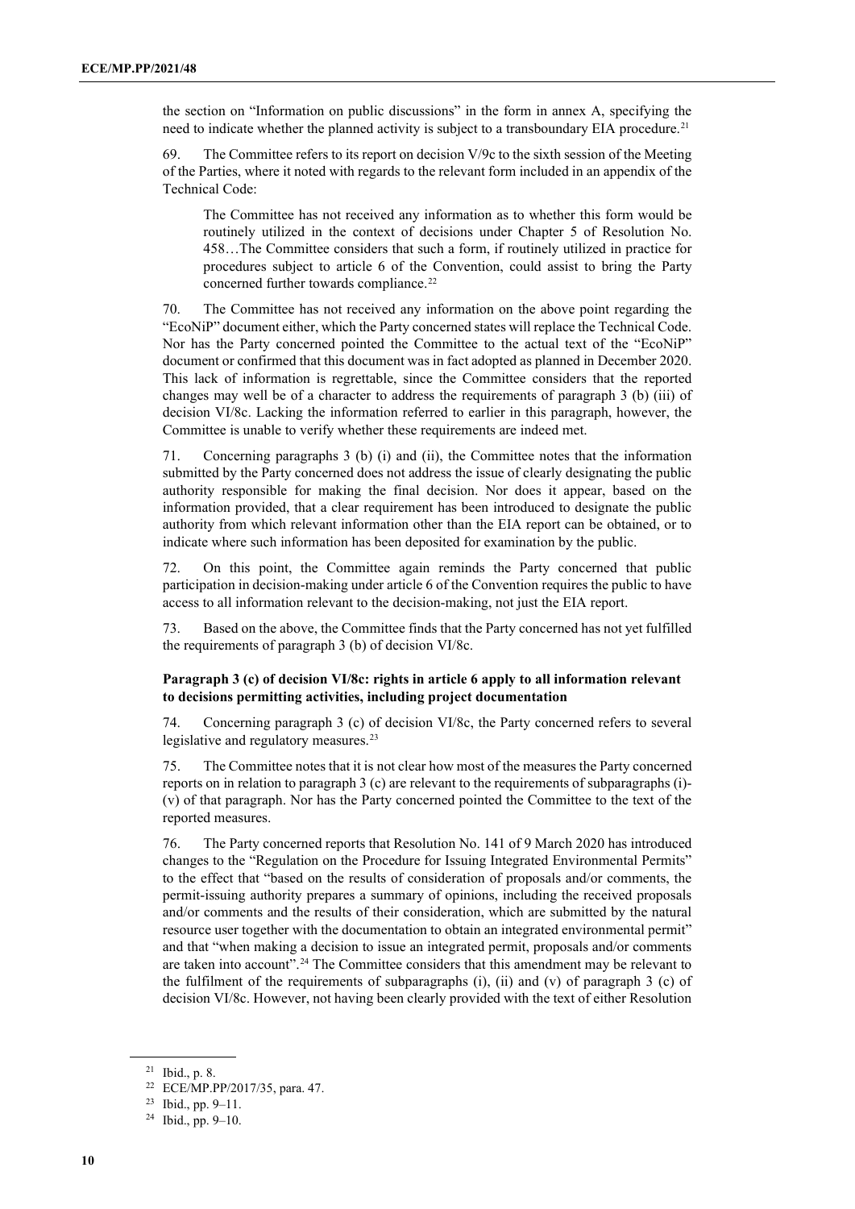the section on "Information on public discussions" in the form in annex A, specifying the need to indicate whether the planned activity is subject to a transboundary EIA procedure.[21]

69. The Committee refers to its report on decision V/9c to the sixth session of the Meeting of the Parties, where it noted with regards to the relevant form included in an appendix of the Technical Code:

> The Committee has not received any information as to whether this form would be routinely utilized in the context of decisions under Chapter 5 of Resolution No. 458…The Committee considers that such a form, if routinely utilized in practice for procedures subject to article 6 of the Convention, could assist to bring the Party concerned further towards compliance.[22]

70. The Committee has not received any information on the above point regarding the "EcoNiP" document either, which the Party concerned states will replace the Technical Code. Nor has the Party concerned pointed the Committee to the actual text of the "EcoNiP" document or confirmed that this document was in fact adopted as planned in December 2020. This lack of information is regrettable, since the Committee considers that the reported changes may well be of a character to address the requirements of paragraph 3 (b) (iii) of decision VI/8c. Lacking the information referred to earlier in this paragraph, however, the Committee is unable to verify whether these requirements are indeed met.

71. Concerning paragraphs 3 (b) (i) and (ii), the Committee notes that the information submitted by the Party concerned does not address the issue of clearly designating the public authority responsible for making the final decision. Nor does it appear, based on the information provided, that a clear requirement has been introduced to designate the public authority from which relevant information other than the EIA report can be obtained, or to indicate where such information has been deposited for examination by the public.

72. On this point, the Committee again reminds the Party concerned that public participation in decision-making under article 6 of the Convention requires the public to have access to all information relevant to the decision-making, not just the EIA report.

73. Based on the above, the Committee finds that the Party concerned has not yet fulfilled the requirements of paragraph 3 (b) of decision VI/8c.

**Paragraph 3 (c) of decision VI/8c: rights in article 6 apply to all information relevant to decisions permitting activities, including project documentation**

74. Concerning paragraph 3 (c) of decision VI/8c, the Party concerned refers to several legislative and regulatory measures.[23]

75. The Committee notes that it is not clear how most of the measures the Party concerned reports on in relation to paragraph 3 (c) are relevant to the requirements of subparagraphs (i)-(v) of that paragraph. Nor has the Party concerned pointed the Committee to the text of the reported measures.

76. The Party concerned reports that Resolution No. 141 of 9 March 2020 has introduced changes to the "Regulation on the Procedure for Issuing Integrated Environmental Permits" to the effect that "based on the results of consideration of proposals and/or comments, the permit-issuing authority prepares a summary of opinions, including the received proposals and/or comments and the results of their consideration, which are submitted by the natural resource user together with the documentation to obtain an integrated environmental permit" and that "when making a decision to issue an integrated permit, proposals and/or comments are taken into account".[24] The Committee considers that this amendment may be relevant to the fulfilment of the requirements of subparagraphs (i), (ii) and (v) of paragraph 3 (c) of decision VI/8c. However, not having been clearly provided with the text of either Resolution

---

[21] Ibid., p. 8.

[22] ECE/MP.PP/2017/35, para. 47.

[23] Ibid., pp. 9–11.

[24] Ibid., pp. 9–10.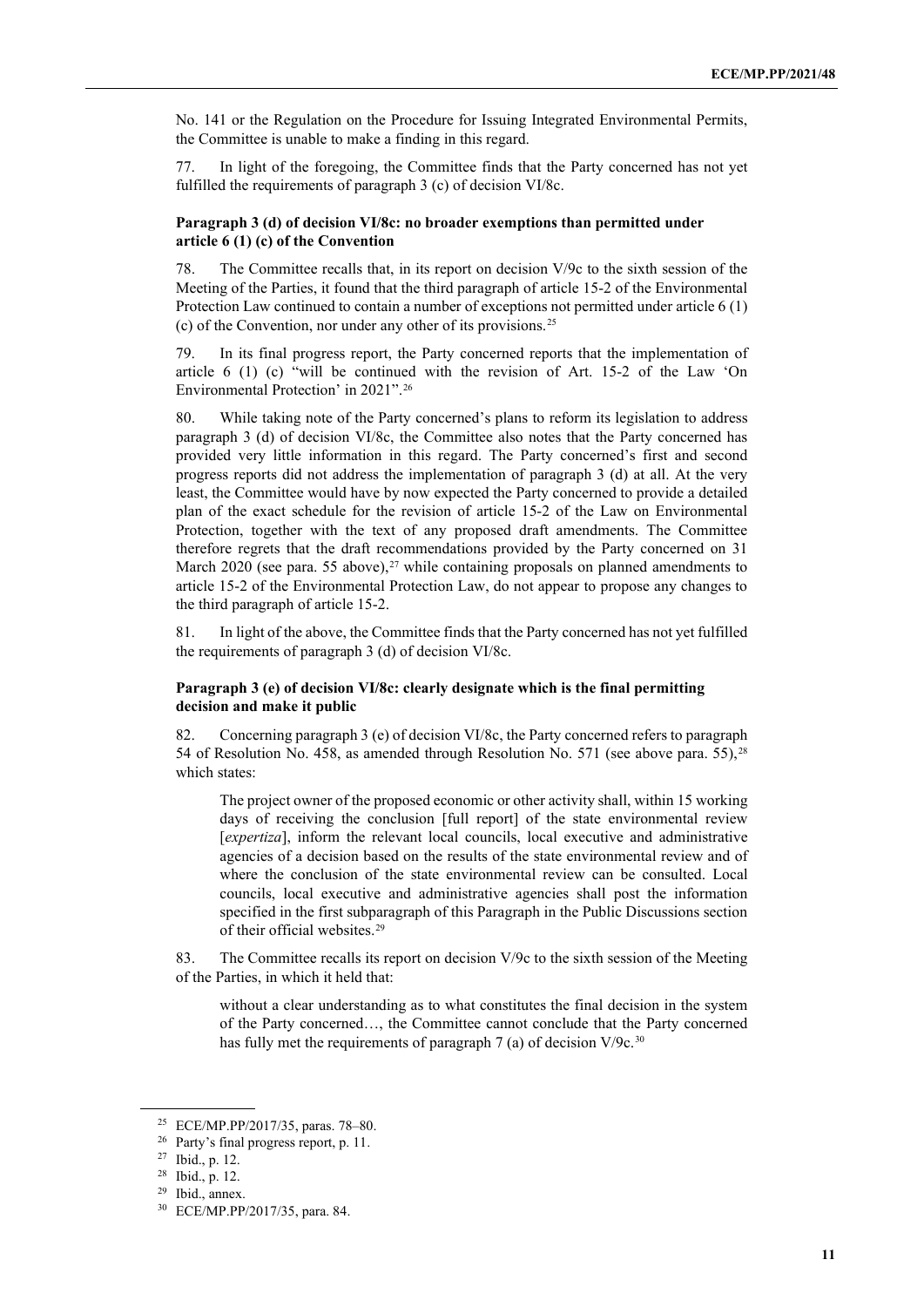No. 141 or the Regulation on the Procedure for Issuing Integrated Environmental Permits, the Committee is unable to make a finding in this regard.

77. In light of the foregoing, the Committee finds that the Party concerned has not yet fulfilled the requirements of paragraph 3 (c) of decision VI/8c.

### Paragraph 3 (d) of decision VI/8c: no broader exemptions than permitted under article 6 (1) (c) of the Convention

78. The Committee recalls that, in its report on decision V/9c to the sixth session of the Meeting of the Parties, it found that the third paragraph of article 15-2 of the Environmental Protection Law continued to contain a number of exceptions not permitted under article 6 (1) (c) of the Convention, nor under any other of its provisions.[25]

79. In its final progress report, the Party concerned reports that the implementation of article 6 (1) (c) "will be continued with the revision of Art. 15-2 of the Law 'On Environmental Protection' in 2021".[26]

80. While taking note of the Party concerned's plans to reform its legislation to address paragraph 3 (d) of decision VI/8c, the Committee also notes that the Party concerned has provided very little information in this regard. The Party concerned's first and second progress reports did not address the implementation of paragraph 3 (d) at all. At the very least, the Committee would have by now expected the Party concerned to provide a detailed plan of the exact schedule for the revision of article 15-2 of the Law on Environmental Protection, together with the text of any proposed draft amendments. The Committee therefore regrets that the draft recommendations provided by the Party concerned on 31 March 2020 (see para. 55 above),[27] while containing proposals on planned amendments to article 15-2 of the Environmental Protection Law, do not appear to propose any changes to the third paragraph of article 15-2.

81. In light of the above, the Committee finds that the Party concerned has not yet fulfilled the requirements of paragraph 3 (d) of decision VI/8c.

### Paragraph 3 (e) of decision VI/8c: clearly designate which is the final permitting decision and make it public

82. Concerning paragraph 3 (e) of decision VI/8c, the Party concerned refers to paragraph 54 of Resolution No. 458, as amended through Resolution No. 571 (see above para. 55),[28] which states:

> The project owner of the proposed economic or other activity shall, within 15 working days of receiving the conclusion [full report] of the state environmental review [*expertiza*], inform the relevant local councils, local executive and administrative agencies of a decision based on the results of the state environmental review and of where the conclusion of the state environmental review can be consulted. Local councils, local executive and administrative agencies shall post the information specified in the first subparagraph of this Paragraph in the Public Discussions section of their official websites.[29]

83. The Committee recalls its report on decision V/9c to the sixth session of the Meeting of the Parties, in which it held that:

> without a clear understanding as to what constitutes the final decision in the system of the Party concerned…, the Committee cannot conclude that the Party concerned has fully met the requirements of paragraph 7 (a) of decision V/9c.[30]

---

[25] ECE/MP.PP/2017/35, paras. 78–80.

[26] Party's final progress report, p. 11.

[27] Ibid., p. 12.

[28] Ibid., p. 12.

[29] Ibid., annex.

[30] ECE/MP.PP/2017/35, para. 84.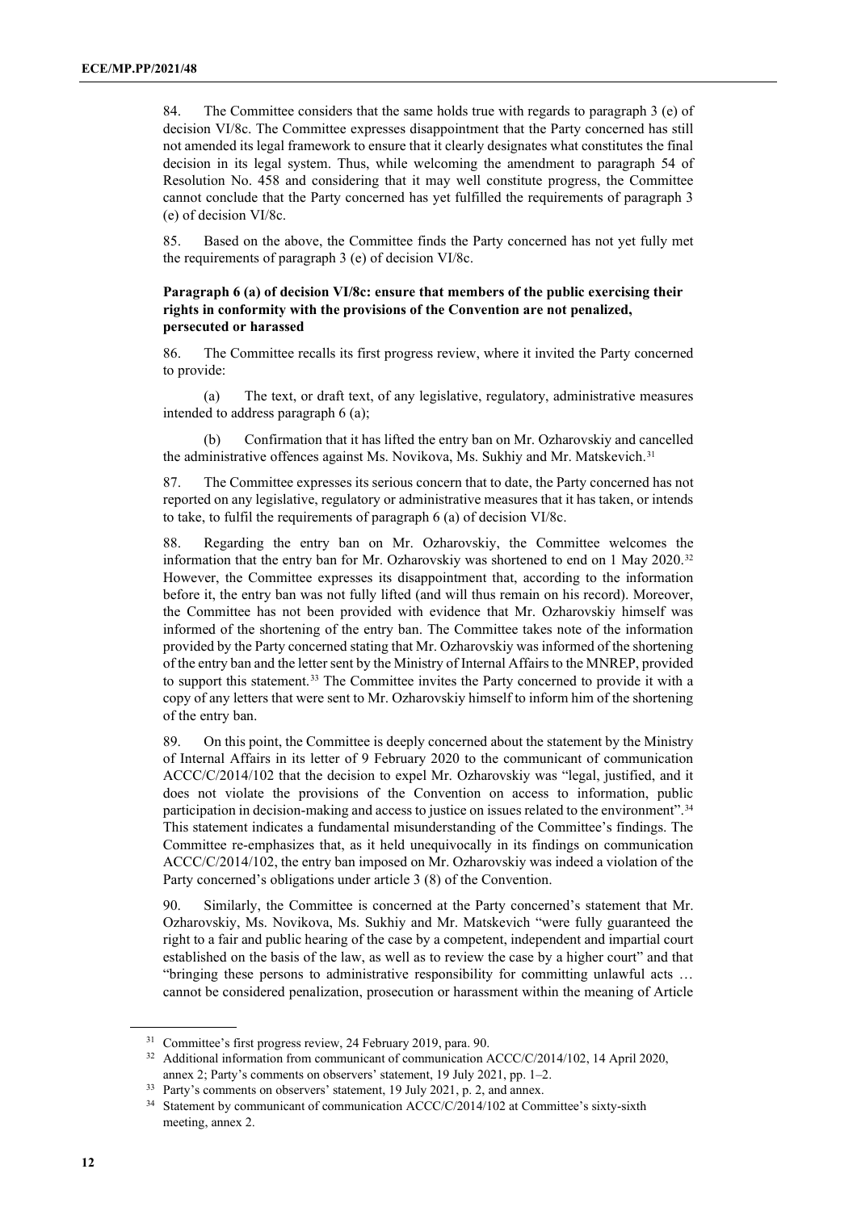84. The Committee considers that the same holds true with regards to paragraph 3 (e) of decision VI/8c. The Committee expresses disappointment that the Party concerned has still not amended its legal framework to ensure that it clearly designates what constitutes the final decision in its legal system. Thus, while welcoming the amendment to paragraph 54 of Resolution No. 458 and considering that it may well constitute progress, the Committee cannot conclude that the Party concerned has yet fulfilled the requirements of paragraph 3 (e) of decision VI/8c.

85. Based on the above, the Committee finds the Party concerned has not yet fully met the requirements of paragraph 3 (e) of decision VI/8c.

**Paragraph 6 (a) of decision VI/8c: ensure that members of the public exercising their rights in conformity with the provisions of the Convention are not penalized, persecuted or harassed**

86. The Committee recalls its first progress review, where it invited the Party concerned to provide:

(a) The text, or draft text, of any legislative, regulatory, administrative measures intended to address paragraph 6 (a);

(b) Confirmation that it has lifted the entry ban on Mr. Ozharovskiy and cancelled the administrative offences against Ms. Novikova, Ms. Sukhiy and Mr. Matskevich.[31]

87. The Committee expresses its serious concern that to date, the Party concerned has not reported on any legislative, regulatory or administrative measures that it has taken, or intends to take, to fulfil the requirements of paragraph 6 (a) of decision VI/8c.

88. Regarding the entry ban on Mr. Ozharovskiy, the Committee welcomes the information that the entry ban for Mr. Ozharovskiy was shortened to end on 1 May 2020.[32] However, the Committee expresses its disappointment that, according to the information before it, the entry ban was not fully lifted (and will thus remain on his record). Moreover, the Committee has not been provided with evidence that Mr. Ozharovskiy himself was informed of the shortening of the entry ban. The Committee takes note of the information provided by the Party concerned stating that Mr. Ozharovskiy was informed of the shortening of the entry ban and the letter sent by the Ministry of Internal Affairs to the MNREP, provided to support this statement.[33] The Committee invites the Party concerned to provide it with a copy of any letters that were sent to Mr. Ozharovskiy himself to inform him of the shortening of the entry ban.

89. On this point, the Committee is deeply concerned about the statement by the Ministry of Internal Affairs in its letter of 9 February 2020 to the communicant of communication ACCC/C/2014/102 that the decision to expel Mr. Ozharovskiy was "legal, justified, and it does not violate the provisions of the Convention on access to information, public participation in decision-making and access to justice on issues related to the environment".[34] This statement indicates a fundamental misunderstanding of the Committee's findings. The Committee re-emphasizes that, as it held unequivocally in its findings on communication ACCC/C/2014/102, the entry ban imposed on Mr. Ozharovskiy was indeed a violation of the Party concerned's obligations under article 3 (8) of the Convention.

90. Similarly, the Committee is concerned at the Party concerned's statement that Mr. Ozharovskiy, Ms. Novikova, Ms. Sukhiy and Mr. Matskevich "were fully guaranteed the right to a fair and public hearing of the case by a competent, independent and impartial court established on the basis of the law, as well as to review the case by a higher court" and that "bringing these persons to administrative responsibility for committing unlawful acts … cannot be considered penalization, prosecution or harassment within the meaning of Article

---

[31] Committee's first progress review, 24 February 2019, para. 90.

[32] Additional information from communicant of communication ACCC/C/2014/102, 14 April 2020, annex 2; Party's comments on observers' statement, 19 July 2021, pp. 1–2.

[33] Party's comments on observers' statement, 19 July 2021, p. 2, and annex.

[34] Statement by communicant of communication ACCC/C/2014/102 at Committee's sixty-sixth meeting, annex 2.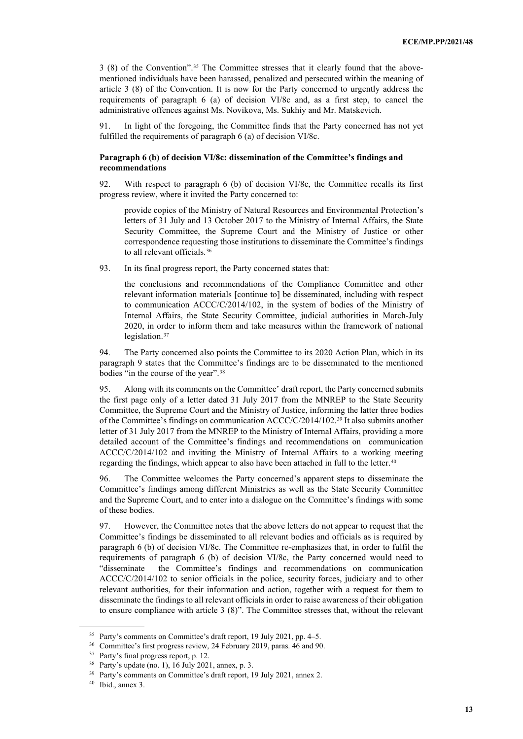3 (8) of the Convention".[35] The Committee stresses that it clearly found that the above-mentioned individuals have been harassed, penalized and persecuted within the meaning of article 3 (8) of the Convention. It is now for the Party concerned to urgently address the requirements of paragraph 6 (a) of decision VI/8c and, as a first step, to cancel the administrative offences against Ms. Novikova, Ms. Sukhiy and Mr. Matskevich.

91. In light of the foregoing, the Committee finds that the Party concerned has not yet fulfilled the requirements of paragraph 6 (a) of decision VI/8c.

**Paragraph 6 (b) of decision VI/8c: dissemination of the Committee's findings and recommendations**

92. With respect to paragraph 6 (b) of decision VI/8c, the Committee recalls its first progress review, where it invited the Party concerned to:

> provide copies of the Ministry of Natural Resources and Environmental Protection's letters of 31 July and 13 October 2017 to the Ministry of Internal Affairs, the State Security Committee, the Supreme Court and the Ministry of Justice or other correspondence requesting those institutions to disseminate the Committee's findings to all relevant officials.[36]

93. In its final progress report, the Party concerned states that:

> the conclusions and recommendations of the Compliance Committee and other relevant information materials [continue to] be disseminated, including with respect to communication ACCC/C/2014/102, in the system of bodies of the Ministry of Internal Affairs, the State Security Committee, judicial authorities in March-July 2020, in order to inform them and take measures within the framework of national legislation.[37]

94. The Party concerned also points the Committee to its 2020 Action Plan, which in its paragraph 9 states that the Committee's findings are to be disseminated to the mentioned bodies "in the course of the year".[38]

95. Along with its comments on the Committee' draft report, the Party concerned submits the first page only of a letter dated 31 July 2017 from the MNREP to the State Security Committee, the Supreme Court and the Ministry of Justice, informing the latter three bodies of the Committee's findings on communication ACCC/C/2014/102.[39] It also submits another letter of 31 July 2017 from the MNREP to the Ministry of Internal Affairs, providing a more detailed account of the Committee's findings and recommendations on communication ACCC/C/2014/102 and inviting the Ministry of Internal Affairs to a working meeting regarding the findings, which appear to also have been attached in full to the letter.[40]

96. The Committee welcomes the Party concerned's apparent steps to disseminate the Committee's findings among different Ministries as well as the State Security Committee and the Supreme Court, and to enter into a dialogue on the Committee's findings with some of these bodies.

97. However, the Committee notes that the above letters do not appear to request that the Committee's findings be disseminated to all relevant bodies and officials as is required by paragraph 6 (b) of decision VI/8c. The Committee re-emphasizes that, in order to fulfil the requirements of paragraph 6 (b) of decision VI/8c, the Party concerned would need to "disseminate the Committee's findings and recommendations on communication ACCC/C/2014/102 to senior officials in the police, security forces, judiciary and to other relevant authorities, for their information and action, together with a request for them to disseminate the findings to all relevant officials in order to raise awareness of their obligation to ensure compliance with article 3 (8)". The Committee stresses that, without the relevant

---

[35] Party's comments on Committee's draft report, 19 July 2021, pp. 4–5.

[36] Committee's first progress review, 24 February 2019, paras. 46 and 90.

[37] Party's final progress report, p. 12.

[38] Party's update (no. 1), 16 July 2021, annex, p. 3.

[39] Party's comments on Committee's draft report, 19 July 2021, annex 2.

[40] Ibid., annex 3.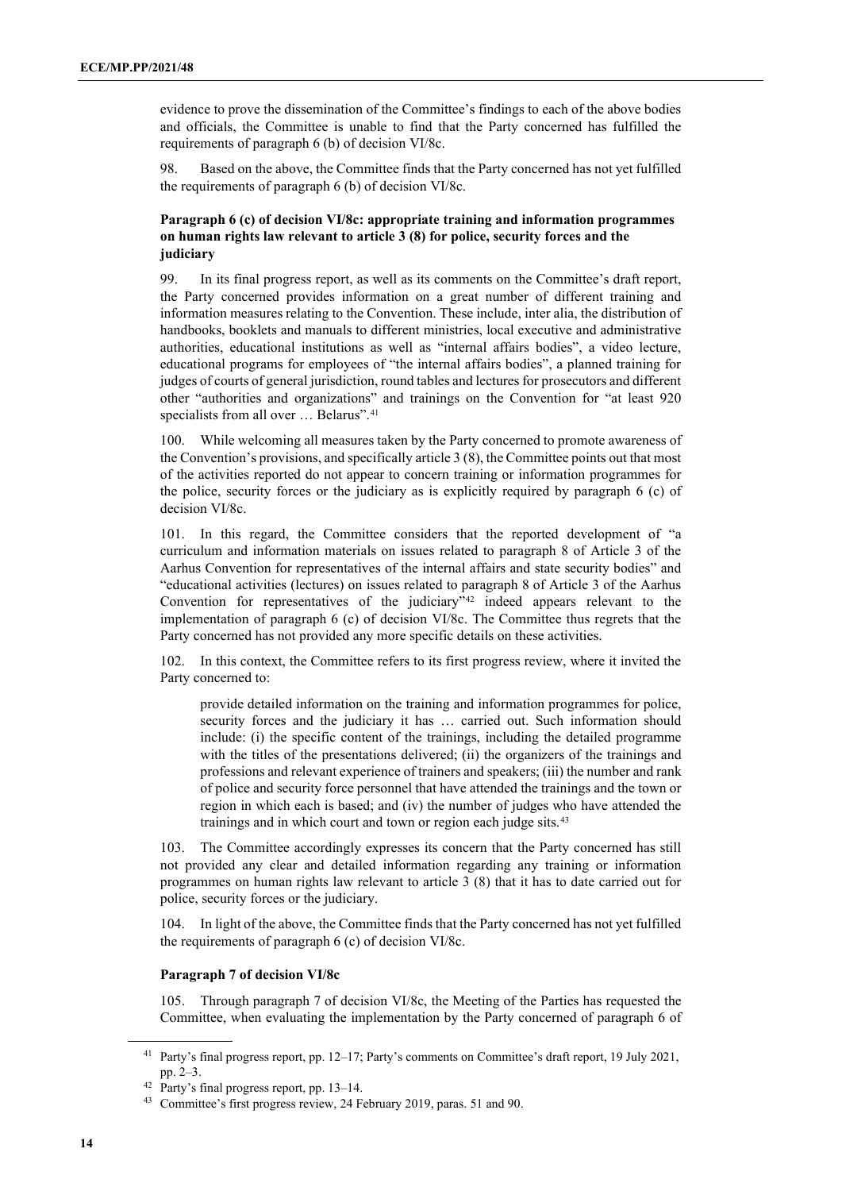evidence to prove the dissemination of the Committee's findings to each of the above bodies and officials, the Committee is unable to find that the Party concerned has fulfilled the requirements of paragraph 6 (b) of decision VI/8c.

98. Based on the above, the Committee finds that the Party concerned has not yet fulfilled the requirements of paragraph 6 (b) of decision VI/8c.

**Paragraph 6 (c) of decision VI/8c: appropriate training and information programmes on human rights law relevant to article 3 (8) for police, security forces and the judiciary**

99. In its final progress report, as well as its comments on the Committee's draft report, the Party concerned provides information on a great number of different training and information measures relating to the Convention. These include, inter alia, the distribution of handbooks, booklets and manuals to different ministries, local executive and administrative authorities, educational institutions as well as "internal affairs bodies", a video lecture, educational programs for employees of "the internal affairs bodies", a planned training for judges of courts of general jurisdiction, round tables and lectures for prosecutors and different other "authorities and organizations" and trainings on the Convention for "at least 920 specialists from all over … Belarus".[41]

100. While welcoming all measures taken by the Party concerned to promote awareness of the Convention's provisions, and specifically article 3 (8), the Committee points out that most of the activities reported do not appear to concern training or information programmes for the police, security forces or the judiciary as is explicitly required by paragraph 6 (c) of decision VI/8c.

101. In this regard, the Committee considers that the reported development of "a curriculum and information materials on issues related to paragraph 8 of Article 3 of the Aarhus Convention for representatives of the internal affairs and state security bodies" and "educational activities (lectures) on issues related to paragraph 8 of Article 3 of the Aarhus Convention for representatives of the judiciary"[42] indeed appears relevant to the implementation of paragraph 6 (c) of decision VI/8c. The Committee thus regrets that the Party concerned has not provided any more specific details on these activities.

102. In this context, the Committee refers to its first progress review, where it invited the Party concerned to:

> provide detailed information on the training and information programmes for police, security forces and the judiciary it has … carried out. Such information should include: (i) the specific content of the trainings, including the detailed programme with the titles of the presentations delivered; (ii) the organizers of the trainings and professions and relevant experience of trainers and speakers; (iii) the number and rank of police and security force personnel that have attended the trainings and the town or region in which each is based; and (iv) the number of judges who have attended the trainings and in which court and town or region each judge sits.[43]

103. The Committee accordingly expresses its concern that the Party concerned has still not provided any clear and detailed information regarding any training or information programmes on human rights law relevant to article 3 (8) that it has to date carried out for police, security forces or the judiciary.

104. In light of the above, the Committee finds that the Party concerned has not yet fulfilled the requirements of paragraph 6 (c) of decision VI/8c.

**Paragraph 7 of decision VI/8c**

105. Through paragraph 7 of decision VI/8c, the Meeting of the Parties has requested the Committee, when evaluating the implementation by the Party concerned of paragraph 6 of

---

[41] Party's final progress report, pp. 12–17; Party's comments on Committee's draft report, 19 July 2021, pp. 2–3.

[42] Party's final progress report, pp. 13–14.

[43] Committee's first progress review, 24 February 2019, paras. 51 and 90.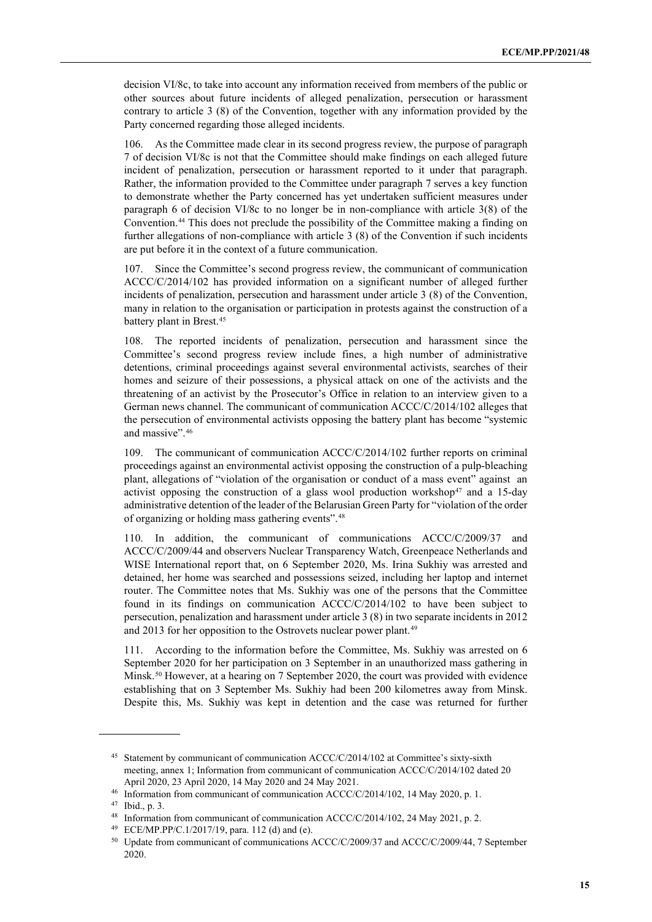decision VI/8c, to take into account any information received from members of the public or other sources about future incidents of alleged penalization, persecution or harassment contrary to article 3 (8) of the Convention, together with any information provided by the Party concerned regarding those alleged incidents.

106. As the Committee made clear in its second progress review, the purpose of paragraph 7 of decision VI/8c is not that the Committee should make findings on each alleged future incident of penalization, persecution or harassment reported to it under that paragraph. Rather, the information provided to the Committee under paragraph 7 serves a key function to demonstrate whether the Party concerned has yet undertaken sufficient measures under paragraph 6 of decision VI/8c to no longer be in non-compliance with article 3(8) of the Convention.[44] This does not preclude the possibility of the Committee making a finding on further allegations of non-compliance with article 3 (8) of the Convention if such incidents are put before it in the context of a future communication.

107. Since the Committee's second progress review, the communicant of communication ACCC/C/2014/102 has provided information on a significant number of alleged further incidents of penalization, persecution and harassment under article 3 (8) of the Convention, many in relation to the organisation or participation in protests against the construction of a battery plant in Brest.[45]

108. The reported incidents of penalization, persecution and harassment since the Committee's second progress review include fines, a high number of administrative detentions, criminal proceedings against several environmental activists, searches of their homes and seizure of their possessions, a physical attack on one of the activists and the threatening of an activist by the Prosecutor's Office in relation to an interview given to a German news channel. The communicant of communication ACCC/C/2014/102 alleges that the persecution of environmental activists opposing the battery plant has become "systemic and massive".[46]

109. The communicant of communication ACCC/C/2014/102 further reports on criminal proceedings against an environmental activist opposing the construction of a pulp-bleaching plant, allegations of "violation of the organisation or conduct of a mass event" against an activist opposing the construction of a glass wool production workshop[47] and a 15-day administrative detention of the leader of the Belarusian Green Party for "violation of the order of organizing or holding mass gathering events".[48]

110. In addition, the communicant of communications ACCC/C/2009/37 and ACCC/C/2009/44 and observers Nuclear Transparency Watch, Greenpeace Netherlands and WISE International report that, on 6 September 2020, Ms. Irina Sukhiy was arrested and detained, her home was searched and possessions seized, including her laptop and internet router. The Committee notes that Ms. Sukhiy was one of the persons that the Committee found in its findings on communication ACCC/C/2014/102 to have been subject to persecution, penalization and harassment under article 3 (8) in two separate incidents in 2012 and 2013 for her opposition to the Ostrovets nuclear power plant.[49]

111. According to the information before the Committee, Ms. Sukhiy was arrested on 6 September 2020 for her participation on 3 September in an unauthorized mass gathering in Minsk.[50] However, at a hearing on 7 September 2020, the court was provided with evidence establishing that on 3 September Ms. Sukhiy had been 200 kilometres away from Minsk. Despite this, Ms. Sukhiy was kept in detention and the case was returned for further

---

[45] Statement by communicant of communication ACCC/C/2014/102 at Committee's sixty-sixth meeting, annex 1; Information from communicant of communication ACCC/C/2014/102 dated 20 April 2020, 23 April 2020, 14 May 2020 and 24 May 2021.

[46] Information from communicant of communication ACCC/C/2014/102, 14 May 2020, p. 1.

[47] Ibid., p. 3.

[48] Information from communicant of communication ACCC/C/2014/102, 24 May 2021, p. 2.

[49] ECE/MP.PP/C.1/2017/19, para. 112 (d) and (e).

[50] Update from communicant of communications ACCC/C/2009/37 and ACCC/C/2009/44, 7 September 2020.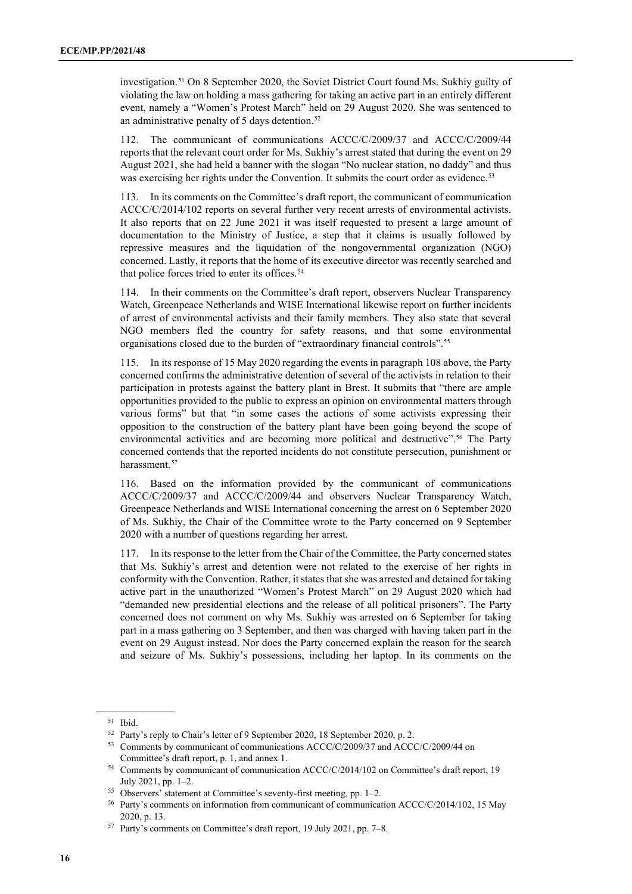investigation.[51] On 8 September 2020, the Soviet District Court found Ms. Sukhiy guilty of violating the law on holding a mass gathering for taking an active part in an entirely different event, namely a "Women's Protest March" held on 29 August 2020. She was sentenced to an administrative penalty of 5 days detention.[52]

112. The communicant of communications ACCC/C/2009/37 and ACCC/C/2009/44 reports that the relevant court order for Ms. Sukhiy's arrest stated that during the event on 29 August 2021, she had held a banner with the slogan "No nuclear station, no daddy" and thus was exercising her rights under the Convention. It submits the court order as evidence.[53]

113. In its comments on the Committee's draft report, the communicant of communication ACCC/C/2014/102 reports on several further very recent arrests of environmental activists. It also reports that on 22 June 2021 it was itself requested to present a large amount of documentation to the Ministry of Justice, a step that it claims is usually followed by repressive measures and the liquidation of the nongovernmental organization (NGO) concerned. Lastly, it reports that the home of its executive director was recently searched and that police forces tried to enter its offices.[54]

114. In their comments on the Committee's draft report, observers Nuclear Transparency Watch, Greenpeace Netherlands and WISE International likewise report on further incidents of arrest of environmental activists and their family members. They also state that several NGO members fled the country for safety reasons, and that some environmental organisations closed due to the burden of "extraordinary financial controls".[55]

115. In its response of 15 May 2020 regarding the events in paragraph 108 above, the Party concerned confirms the administrative detention of several of the activists in relation to their participation in protests against the battery plant in Brest. It submits that "there are ample opportunities provided to the public to express an opinion on environmental matters through various forms" but that "in some cases the actions of some activists expressing their opposition to the construction of the battery plant have been going beyond the scope of environmental activities and are becoming more political and destructive".[56] The Party concerned contends that the reported incidents do not constitute persecution, punishment or harassment.[57]

116. Based on the information provided by the communicant of communications ACCC/C/2009/37 and ACCC/C/2009/44 and observers Nuclear Transparency Watch, Greenpeace Netherlands and WISE International concerning the arrest on 6 September 2020 of Ms. Sukhiy, the Chair of the Committee wrote to the Party concerned on 9 September 2020 with a number of questions regarding her arrest.

117. In its response to the letter from the Chair of the Committee, the Party concerned states that Ms. Sukhiy's arrest and detention were not related to the exercise of her rights in conformity with the Convention. Rather, it states that she was arrested and detained for taking active part in the unauthorized "Women's Protest March" on 29 August 2020 which had "demanded new presidential elections and the release of all political prisoners". The Party concerned does not comment on why Ms. Sukhiy was arrested on 6 September for taking part in a mass gathering on 3 September, and then was charged with having taken part in the event on 29 August instead. Nor does the Party concerned explain the reason for the search and seizure of Ms. Sukhiy's possessions, including her laptop. In its comments on the

---

[51] Ibid.

[52] Party's reply to Chair's letter of 9 September 2020, 18 September 2020, p. 2.

[53] Comments by communicant of communications ACCC/C/2009/37 and ACCC/C/2009/44 on Committee's draft report, p. 1, and annex 1.

[54] Comments by communicant of communication ACCC/C/2014/102 on Committee's draft report, 19 July 2021, pp. 1–2.

[55] Observers' statement at Committee's seventy-first meeting, pp. 1–2.

[56] Party's comments on information from communicant of communication ACCC/C/2014/102, 15 May 2020, p. 13.

[57] Party's comments on Committee's draft report, 19 July 2021, pp. 7–8.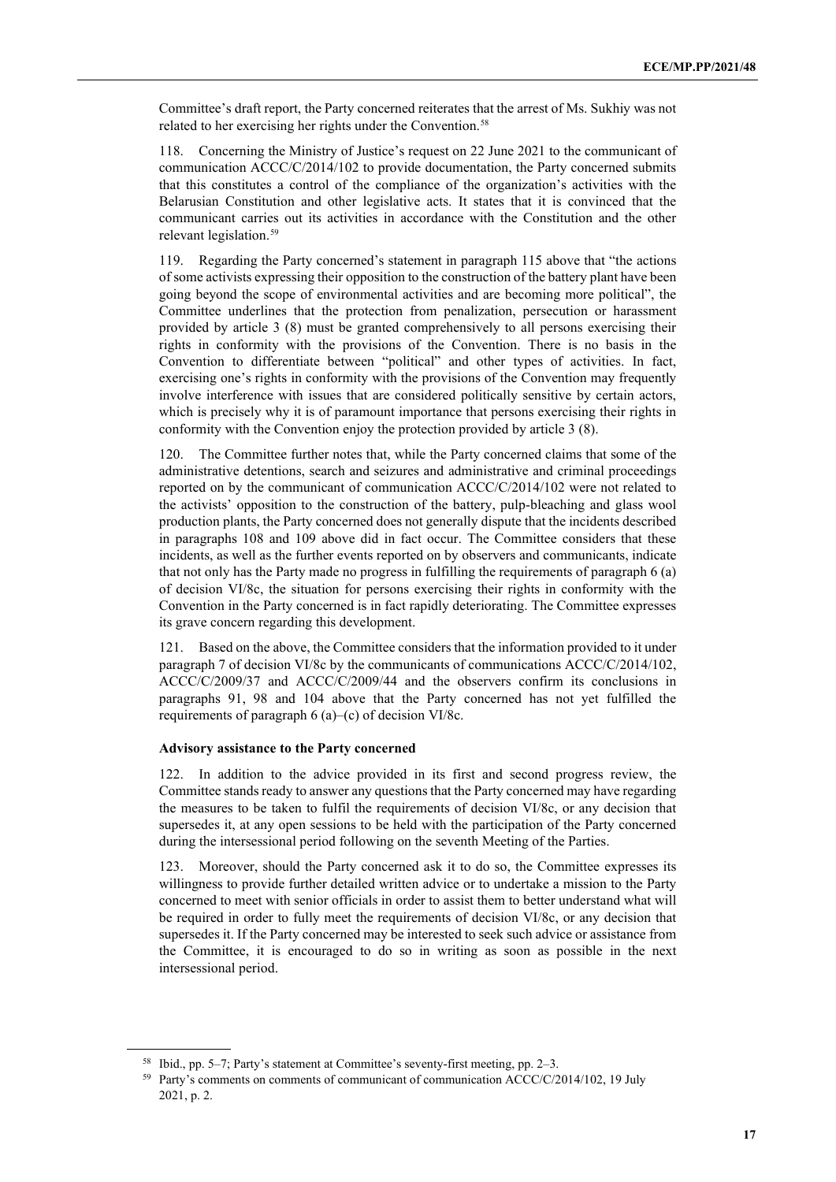Committee's draft report, the Party concerned reiterates that the arrest of Ms. Sukhiy was not related to her exercising her rights under the Convention.[58]

118. Concerning the Ministry of Justice's request on 22 June 2021 to the communicant of communication ACCC/C/2014/102 to provide documentation, the Party concerned submits that this constitutes a control of the compliance of the organization's activities with the Belarusian Constitution and other legislative acts. It states that it is convinced that the communicant carries out its activities in accordance with the Constitution and the other relevant legislation.[59]

119. Regarding the Party concerned's statement in paragraph 115 above that "the actions of some activists expressing their opposition to the construction of the battery plant have been going beyond the scope of environmental activities and are becoming more political", the Committee underlines that the protection from penalization, persecution or harassment provided by article 3 (8) must be granted comprehensively to all persons exercising their rights in conformity with the provisions of the Convention. There is no basis in the Convention to differentiate between "political" and other types of activities. In fact, exercising one's rights in conformity with the provisions of the Convention may frequently involve interference with issues that are considered politically sensitive by certain actors, which is precisely why it is of paramount importance that persons exercising their rights in conformity with the Convention enjoy the protection provided by article 3 (8).

120. The Committee further notes that, while the Party concerned claims that some of the administrative detentions, search and seizures and administrative and criminal proceedings reported on by the communicant of communication ACCC/C/2014/102 were not related to the activists' opposition to the construction of the battery, pulp-bleaching and glass wool production plants, the Party concerned does not generally dispute that the incidents described in paragraphs 108 and 109 above did in fact occur. The Committee considers that these incidents, as well as the further events reported on by observers and communicants, indicate that not only has the Party made no progress in fulfilling the requirements of paragraph 6 (a) of decision VI/8c, the situation for persons exercising their rights in conformity with the Convention in the Party concerned is in fact rapidly deteriorating. The Committee expresses its grave concern regarding this development.

121. Based on the above, the Committee considers that the information provided to it under paragraph 7 of decision VI/8c by the communicants of communications ACCC/C/2014/102, ACCC/C/2009/37 and ACCC/C/2009/44 and the observers confirm its conclusions in paragraphs 91, 98 and 104 above that the Party concerned has not yet fulfilled the requirements of paragraph 6 (a)–(c) of decision VI/8c.

**Advisory assistance to the Party concerned**

122. In addition to the advice provided in its first and second progress review, the Committee stands ready to answer any questions that the Party concerned may have regarding the measures to be taken to fulfil the requirements of decision VI/8c, or any decision that supersedes it, at any open sessions to be held with the participation of the Party concerned during the intersessional period following on the seventh Meeting of the Parties.

123. Moreover, should the Party concerned ask it to do so, the Committee expresses its willingness to provide further detailed written advice or to undertake a mission to the Party concerned to meet with senior officials in order to assist them to better understand what will be required in order to fully meet the requirements of decision VI/8c, or any decision that supersedes it. If the Party concerned may be interested to seek such advice or assistance from the Committee, it is encouraged to do so in writing as soon as possible in the next intersessional period.

[58] Ibid., pp. 5–7; Party's statement at Committee's seventy-first meeting, pp. 2–3.

[59] Party's comments on comments of communicant of communication ACCC/C/2014/102, 19 July 2021, p. 2.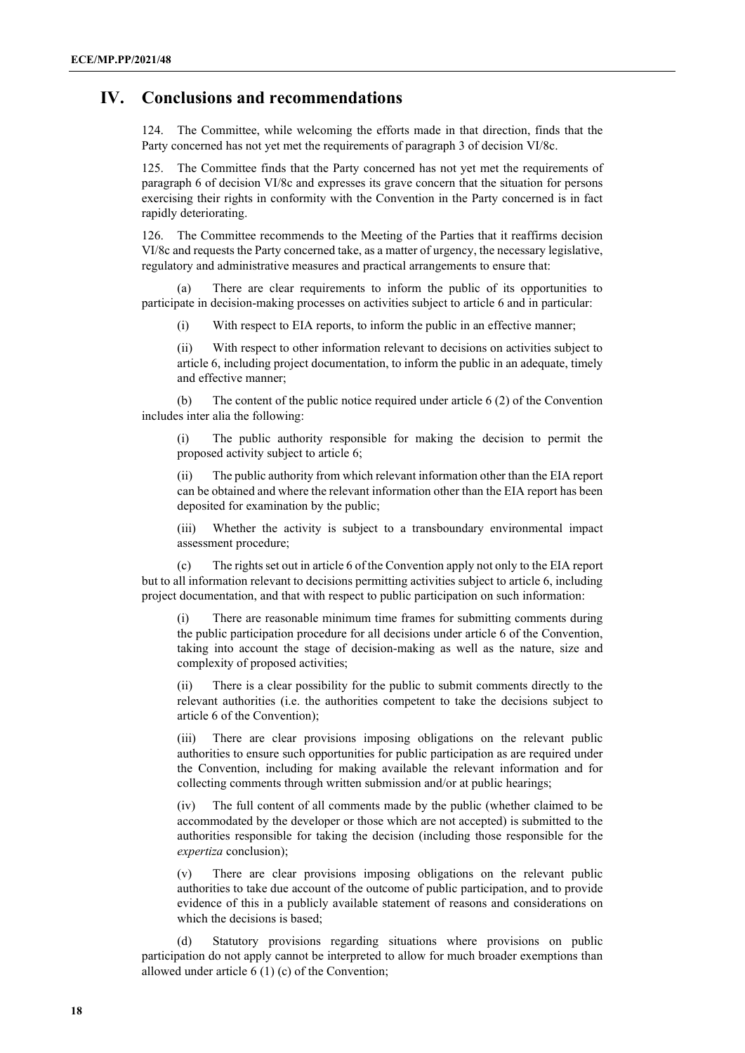## IV. Conclusions and recommendations

124. The Committee, while welcoming the efforts made in that direction, finds that the Party concerned has not yet met the requirements of paragraph 3 of decision VI/8c.

125. The Committee finds that the Party concerned has not yet met the requirements of paragraph 6 of decision VI/8c and expresses its grave concern that the situation for persons exercising their rights in conformity with the Convention in the Party concerned is in fact rapidly deteriorating.

126. The Committee recommends to the Meeting of the Parties that it reaffirms decision VI/8c and requests the Party concerned take, as a matter of urgency, the necessary legislative, regulatory and administrative measures and practical arrangements to ensure that:

(a) There are clear requirements to inform the public of its opportunities to participate in decision-making processes on activities subject to article 6 and in particular:

(i) With respect to EIA reports, to inform the public in an effective manner;

(ii) With respect to other information relevant to decisions on activities subject to article 6, including project documentation, to inform the public in an adequate, timely and effective manner;

(b) The content of the public notice required under article 6 (2) of the Convention includes inter alia the following:

(i) The public authority responsible for making the decision to permit the proposed activity subject to article 6;

(ii) The public authority from which relevant information other than the EIA report can be obtained and where the relevant information other than the EIA report has been deposited for examination by the public;

(iii) Whether the activity is subject to a transboundary environmental impact assessment procedure;

(c) The rights set out in article 6 of the Convention apply not only to the EIA report but to all information relevant to decisions permitting activities subject to article 6, including project documentation, and that with respect to public participation on such information:

(i) There are reasonable minimum time frames for submitting comments during the public participation procedure for all decisions under article 6 of the Convention, taking into account the stage of decision-making as well as the nature, size and complexity of proposed activities;

(ii) There is a clear possibility for the public to submit comments directly to the relevant authorities (i.e. the authorities competent to take the decisions subject to article 6 of the Convention);

(iii) There are clear provisions imposing obligations on the relevant public authorities to ensure such opportunities for public participation as are required under the Convention, including for making available the relevant information and for collecting comments through written submission and/or at public hearings;

(iv) The full content of all comments made by the public (whether claimed to be accommodated by the developer or those which are not accepted) is submitted to the authorities responsible for taking the decision (including those responsible for the *expertiza* conclusion);

(v) There are clear provisions imposing obligations on the relevant public authorities to take due account of the outcome of public participation, and to provide evidence of this in a publicly available statement of reasons and considerations on which the decisions is based;

(d) Statutory provisions regarding situations where provisions on public participation do not apply cannot be interpreted to allow for much broader exemptions than allowed under article 6 (1) (c) of the Convention;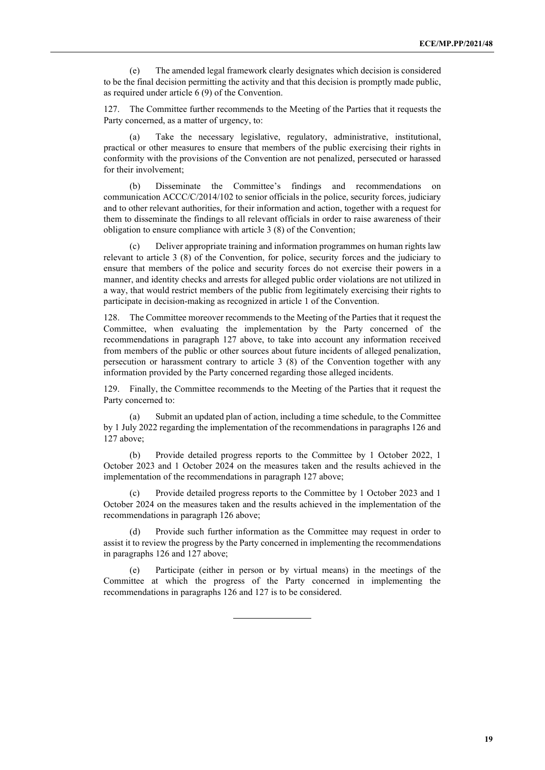(e) The amended legal framework clearly designates which decision is considered to be the final decision permitting the activity and that this decision is promptly made public, as required under article 6 (9) of the Convention.

127. The Committee further recommends to the Meeting of the Parties that it requests the Party concerned, as a matter of urgency, to:

(a) Take the necessary legislative, regulatory, administrative, institutional, practical or other measures to ensure that members of the public exercising their rights in conformity with the provisions of the Convention are not penalized, persecuted or harassed for their involvement;

(b) Disseminate the Committee's findings and recommendations on communication ACCC/C/2014/102 to senior officials in the police, security forces, judiciary and to other relevant authorities, for their information and action, together with a request for them to disseminate the findings to all relevant officials in order to raise awareness of their obligation to ensure compliance with article 3 (8) of the Convention;

(c) Deliver appropriate training and information programmes on human rights law relevant to article 3 (8) of the Convention, for police, security forces and the judiciary to ensure that members of the police and security forces do not exercise their powers in a manner, and identity checks and arrests for alleged public order violations are not utilized in a way, that would restrict members of the public from legitimately exercising their rights to participate in decision-making as recognized in article 1 of the Convention.

128. The Committee moreover recommends to the Meeting of the Parties that it request the Committee, when evaluating the implementation by the Party concerned of the recommendations in paragraph 127 above, to take into account any information received from members of the public or other sources about future incidents of alleged penalization, persecution or harassment contrary to article 3 (8) of the Convention together with any information provided by the Party concerned regarding those alleged incidents.

129. Finally, the Committee recommends to the Meeting of the Parties that it request the Party concerned to:

(a) Submit an updated plan of action, including a time schedule, to the Committee by 1 July 2022 regarding the implementation of the recommendations in paragraphs 126 and 127 above;

(b) Provide detailed progress reports to the Committee by 1 October 2022, 1 October 2023 and 1 October 2024 on the measures taken and the results achieved in the implementation of the recommendations in paragraph 127 above;

(c) Provide detailed progress reports to the Committee by 1 October 2023 and 1 October 2024 on the measures taken and the results achieved in the implementation of the recommendations in paragraph 126 above;

(d) Provide such further information as the Committee may request in order to assist it to review the progress by the Party concerned in implementing the recommendations in paragraphs 126 and 127 above;

(e) Participate (either in person or by virtual means) in the meetings of the Committee at which the progress of the Party concerned in implementing the recommendations in paragraphs 126 and 127 is to be considered.